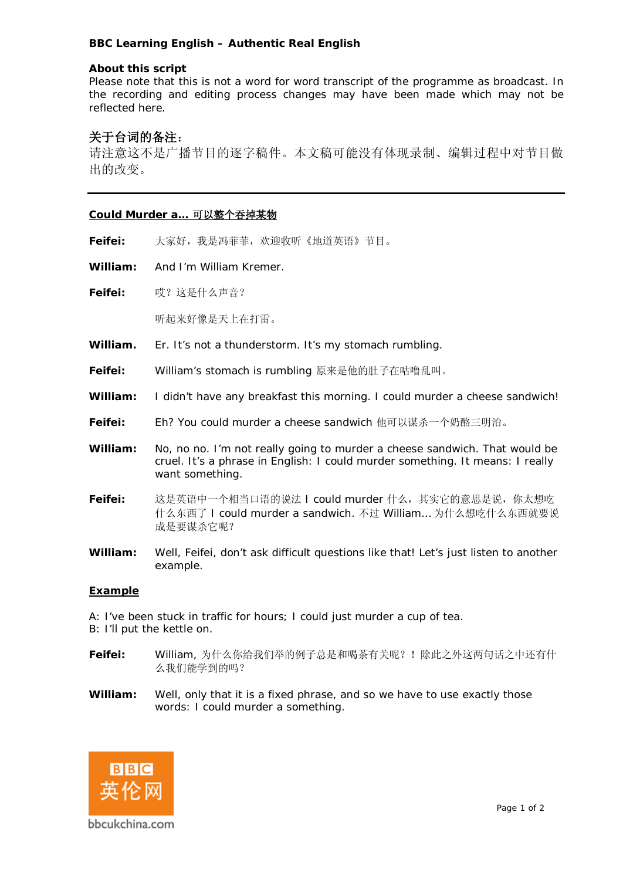**BBC Learning English – Authentic Real English**

**About this script**

Please note that this is not a word for word transcript of the programme as broadcast. In the recording and editing process changes may have been made which may not be reflected here.

**关于台词的备注：**

请注意这不是广播节目的逐字稿件。本文稿可能没有体现录制、编辑过程中对节目做出的改变。

---

**Could Murder a... 可以整个吞掉某物**

**Feifei:** 大家好，我是冯菲菲，欢迎收听《地道英语》节目。

**William:** And I'm William Kremer.

**Feifei:** 哎？这是什么声音？

听起来好像是天上在打雷。

**William.** Er. It's not a thunderstorm. It's my stomach rumbling.

**Feifei:** William's stomach is rumbling 原来是他的肚子在咕噜乱叫。

**William:** I didn't have any breakfast this morning. I could murder a cheese sandwich!

**Feifei:** Eh? You could murder a cheese sandwich 他可以谋杀一个奶酪三明治。

**William:** No, no no. I'm not really going to murder a cheese sandwich. That would be cruel. It's a phrase in English: I could murder something. It means: I really want something.

**Feifei:** 这是英语中一个相当口语的说法 I could murder 什么，其实它的意思是说，你太想吃什么东西了 I could murder a sandwich. 不过 William... 为什么想吃什么东西就要说成是要谋杀它呢？

**William:** Well, Feifei, don't ask difficult questions like that! Let's just listen to another example.

**Example**

A: I've been stuck in traffic for hours; I could just murder a cup of tea.
B: I'll put the kettle on.

**Feifei:** William, 为什么你给我们举的例子总是和喝茶有关呢？！除此之外这两句话之中还有什么我们能学到的吗？

**William:** Well, only that it is a fixed phrase, and so we have to use exactly those words: I could murder a something.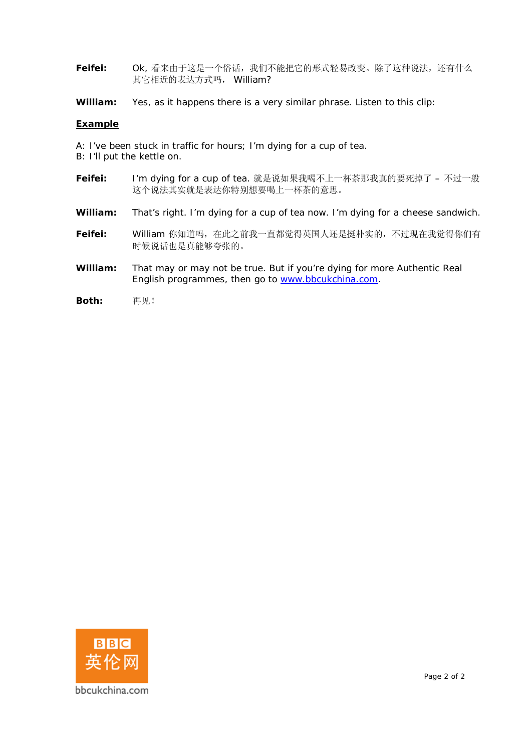**Feifei:** Ok, 看来由于这是一个俗话，我们不能把它的形式轻易改变。除了这种说法，还有什么其它相近的表达方式吗， William?

**William:** Yes, as it happens there is a very similar phrase. Listen to this clip:

**Example**

A: I've been stuck in traffic for hours; I'm dying for a cup of tea.
B: I'll put the kettle on.

**Feifei:** I'm dying for a cup of tea. 就是说如果我喝不上一杯茶那我真的要死掉了 – 不过一般这个说法其实就是表达你特别想要喝上一杯茶的意思。

**William:** That's right. I'm dying for a cup of tea now. I'm dying for a cheese sandwich.

**Feifei:** William 你知道吗，在此之前我一直都觉得英国人还是挺朴实的，不过现在我觉得你们有时候说话也是真能够夸张的。

**William:** That may or may not be true. But if you're dying for more Authentic Real English programmes, then go to www.bbcukchina.com.

**Both:** 再见!

BBC 英伦网
bbcukchina.com